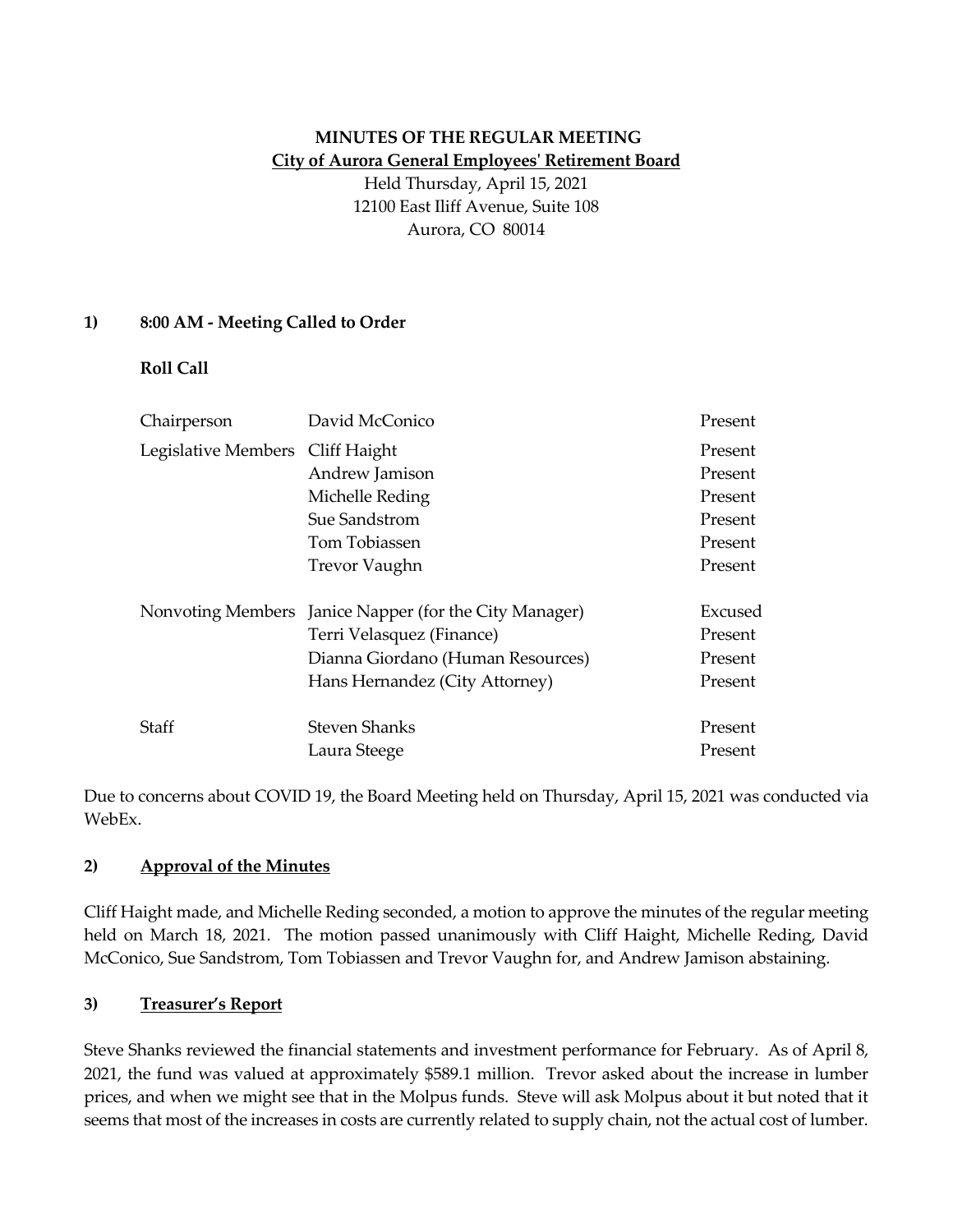**MINUTES OF THE REGULAR MEETING**

**City of Aurora General Employees' Retirement Board**

Held Thursday, April 15, 2021
12100 East Iliff Avenue, Suite 108
Aurora, CO 80014

## 1) 8:00 AM - Meeting Called to Order

**Roll Call**

| | | |
|---|---|---|
| Chairperson | David McConico | Present |
| Legislative Members | Cliff Haight | Present |
| | Andrew Jamison | Present |
| | Michelle Reding | Present |
| | Sue Sandstrom | Present |
| | Tom Tobiassen | Present |
| | Trevor Vaughn | Present |
| Nonvoting Members | Janice Napper (for the City Manager) | Excused |
| | Terri Velasquez (Finance) | Present |
| | Dianna Giordano (Human Resources) | Present |
| | Hans Hernandez (City Attorney) | Present |
| Staff | Steven Shanks | Present |
| | Laura Steege | Present |

Due to concerns about COVID 19, the Board Meeting held on Thursday, April 15, 2021 was conducted via WebEx.

## 2) Approval of the Minutes

Cliff Haight made, and Michelle Reding seconded, a motion to approve the minutes of the regular meeting held on March 18, 2021. The motion passed unanimously with Cliff Haight, Michelle Reding, David McConico, Sue Sandstrom, Tom Tobiassen and Trevor Vaughn for, and Andrew Jamison abstaining.

## 3) Treasurer's Report

Steve Shanks reviewed the financial statements and investment performance for February. As of April 8, 2021, the fund was valued at approximately $589.1 million. Trevor asked about the increase in lumber prices, and when we might see that in the Molpus funds. Steve will ask Molpus about it but noted that it seems that most of the increases in costs are currently related to supply chain, not the actual cost of lumber.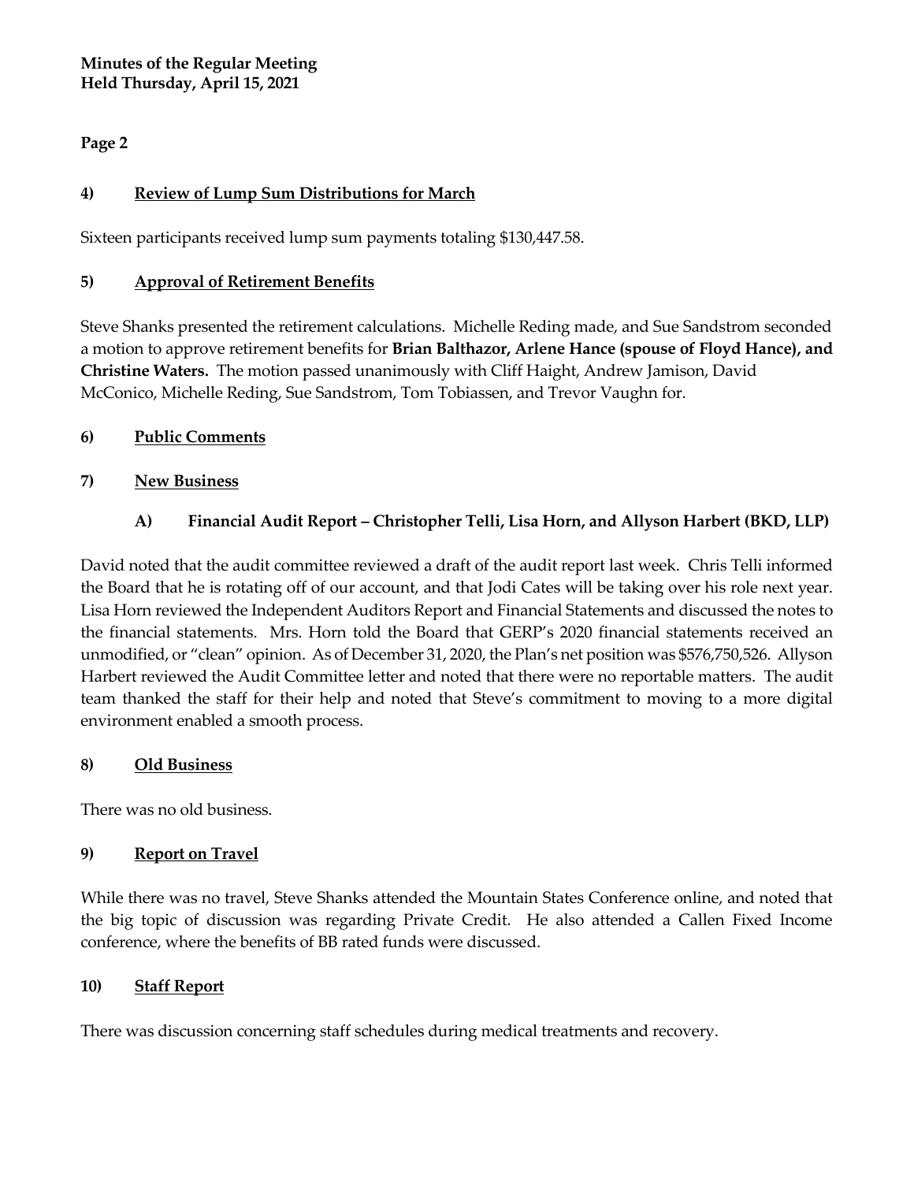### 4) Review of Lump Sum Distributions for March

Sixteen participants received lump sum payments totaling $130,447.58.

### 5) Approval of Retirement Benefits

Steve Shanks presented the retirement calculations. Michelle Reding made, and Sue Sandstrom seconded a motion to approve retirement benefits for **Brian Balthazor, Arlene Hance (spouse of Floyd Hance), and Christine Waters.** The motion passed unanimously with Cliff Haight, Andrew Jamison, David McConico, Michelle Reding, Sue Sandstrom, Tom Tobiassen, and Trevor Vaughn for.

### 6) Public Comments

### 7) New Business

#### A) Financial Audit Report – Christopher Telli, Lisa Horn, and Allyson Harbert (BKD, LLP)

David noted that the audit committee reviewed a draft of the audit report last week. Chris Telli informed the Board that he is rotating off of our account, and that Jodi Cates will be taking over his role next year. Lisa Horn reviewed the Independent Auditors Report and Financial Statements and discussed the notes to the financial statements. Mrs. Horn told the Board that GERP's 2020 financial statements received an unmodified, or "clean" opinion. As of December 31, 2020, the Plan's net position was $576,750,526. Allyson Harbert reviewed the Audit Committee letter and noted that there were no reportable matters. The audit team thanked the staff for their help and noted that Steve's commitment to moving to a more digital environment enabled a smooth process.

### 8) Old Business

There was no old business.

### 9) Report on Travel

While there was no travel, Steve Shanks attended the Mountain States Conference online, and noted that the big topic of discussion was regarding Private Credit. He also attended a Callen Fixed Income conference, where the benefits of BB rated funds were discussed.

### 10) Staff Report

There was discussion concerning staff schedules during medical treatments and recovery.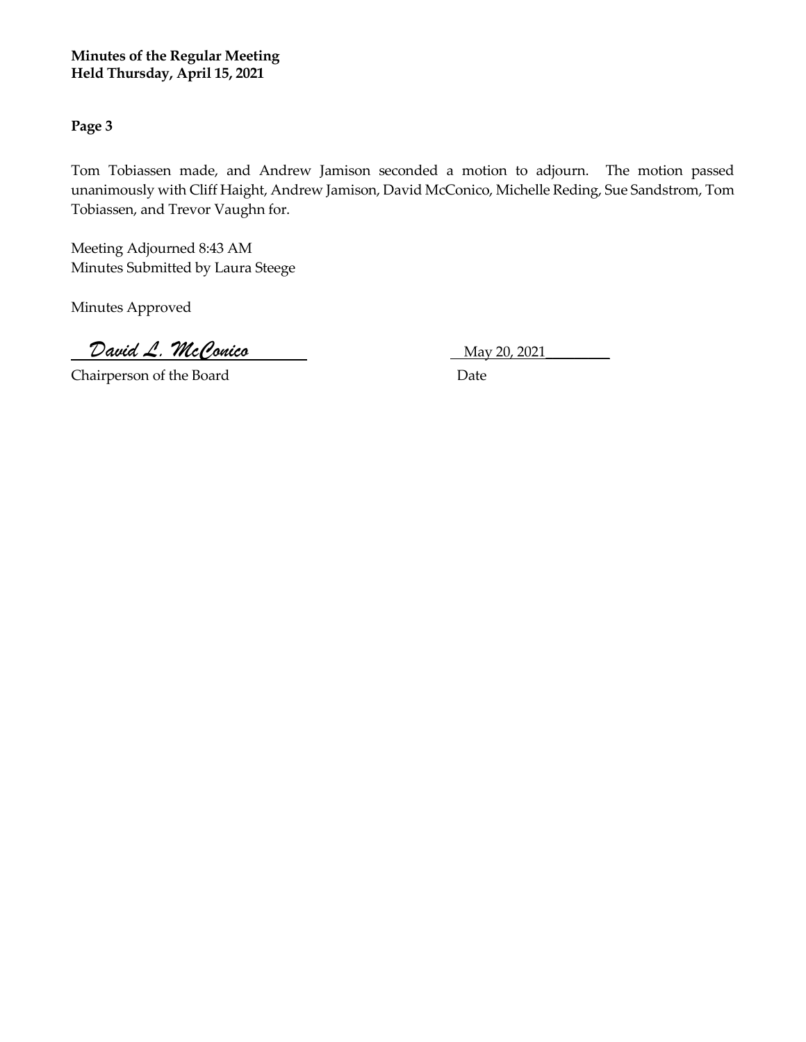**Minutes of the Regular Meeting**
**Held Thursday, April 15, 2021**

**Page 3**

Tom Tobiassen made, and Andrew Jamison seconded a motion to adjourn. The motion passed unanimously with Cliff Haight, Andrew Jamison, David McConico, Michelle Reding, Sue Sandstrom, Tom Tobiassen, and Trevor Vaughn for.

Meeting Adjourned 8:43 AM
Minutes Submitted by Laura Steege

Minutes Approved

*David L. McConico* — May 20, 2021

Chairperson of the Board — Date